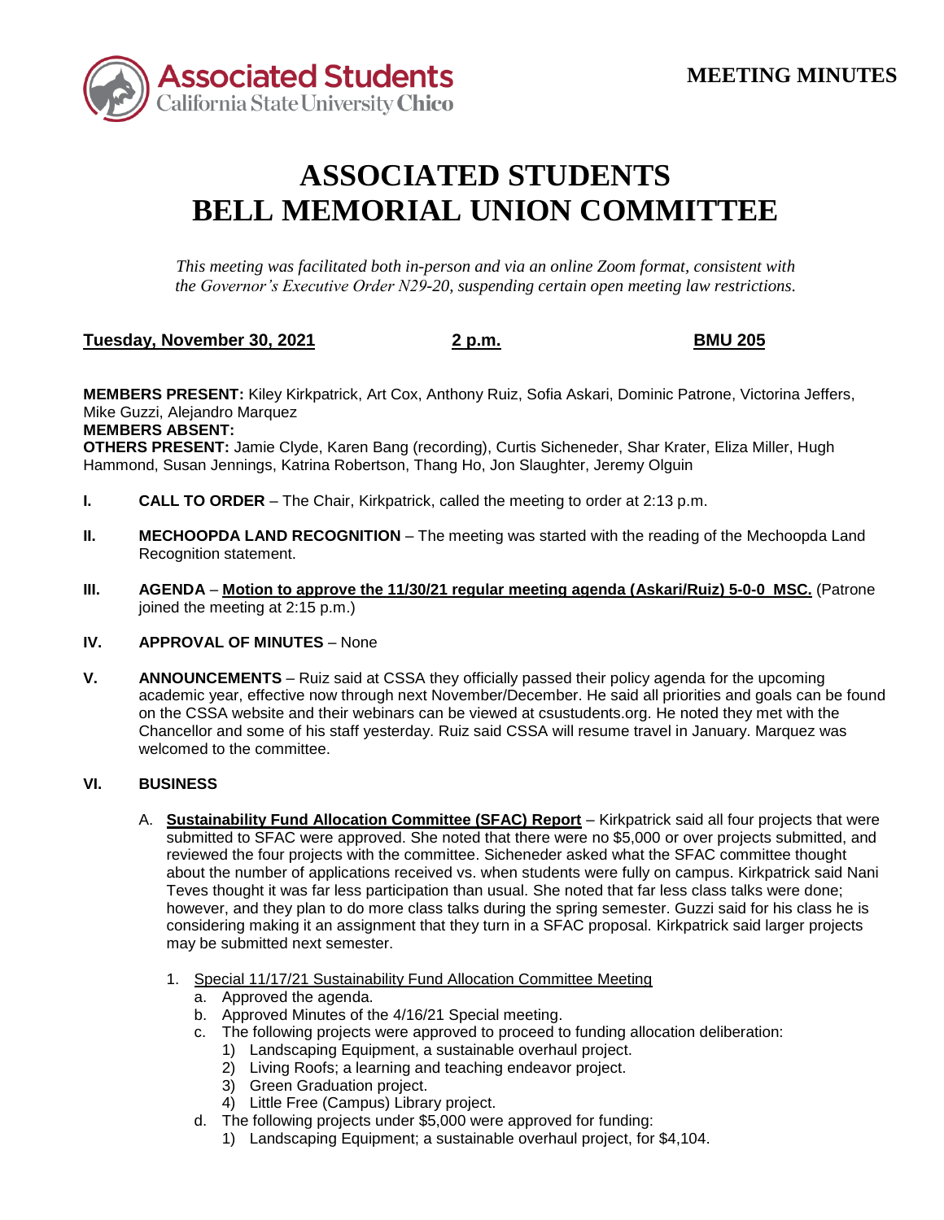**MEETING MINUTES**

# ASSOCIATED STUDENTS
# BELL MEMORIAL UNION COMMITTEE

*This meeting was facilitated both in-person and via an online Zoom format, consistent with the Governor's Executive Order N29-20, suspending certain open meeting law restrictions.*

**Tuesday, November 30, 2021** **2 p.m.** **BMU 205**

**MEMBERS PRESENT:** Kiley Kirkpatrick, Art Cox, Anthony Ruiz, Sofia Askari, Dominic Patrone, Victorina Jeffers, Mike Guzzi, Alejandro Marquez
**MEMBERS ABSENT:**
**OTHERS PRESENT:** Jamie Clyde, Karen Bang (recording), Curtis Sicheneder, Shar Krater, Eliza Miller, Hugh Hammond, Susan Jennings, Katrina Robertson, Thang Ho, Jon Slaughter, Jeremy Olguin

**I. CALL TO ORDER** – The Chair, Kirkpatrick, called the meeting to order at 2:13 p.m.

**II. MECHOOPDA LAND RECOGNITION** – The meeting was started with the reading of the Mechoopda Land Recognition statement.

**III. AGENDA** – **Motion to approve the 11/30/21 regular meeting agenda (Askari/Ruiz) 5-0-0 MSC.** (Patrone joined the meeting at 2:15 p.m.)

**IV. APPROVAL OF MINUTES** – None

**V. ANNOUNCEMENTS** – Ruiz said at CSSA they officially passed their policy agenda for the upcoming academic year, effective now through next November/December. He said all priorities and goals can be found on the CSSA website and their webinars can be viewed at csustudents.org. He noted they met with the Chancellor and some of his staff yesterday. Ruiz said CSSA will resume travel in January. Marquez was welcomed to the committee.

**VI. BUSINESS**

A. **Sustainability Fund Allocation Committee (SFAC) Report** – Kirkpatrick said all four projects that were submitted to SFAC were approved. She noted that there were no $5,000 or over projects submitted, and reviewed the four projects with the committee. Sicheneder asked what the SFAC committee thought about the number of applications received vs. when students were fully on campus. Kirkpatrick said Nani Teves thought it was far less participation than usual. She noted that far less class talks were done; however, and they plan to do more class talks during the spring semester. Guzzi said for his class he is considering making it an assignment that they turn in a SFAC proposal. Kirkpatrick said larger projects may be submitted next semester.

1. Special 11/17/21 Sustainability Fund Allocation Committee Meeting
   a. Approved the agenda.
   b. Approved Minutes of the 4/16/21 Special meeting.
   c. The following projects were approved to proceed to funding allocation deliberation:
      1) Landscaping Equipment, a sustainable overhaul project.
      2) Living Roofs; a learning and teaching endeavor project.
      3) Green Graduation project.
      4) Little Free (Campus) Library project.
   d. The following projects under $5,000 were approved for funding:
      1) Landscaping Equipment; a sustainable overhaul project, for $4,104.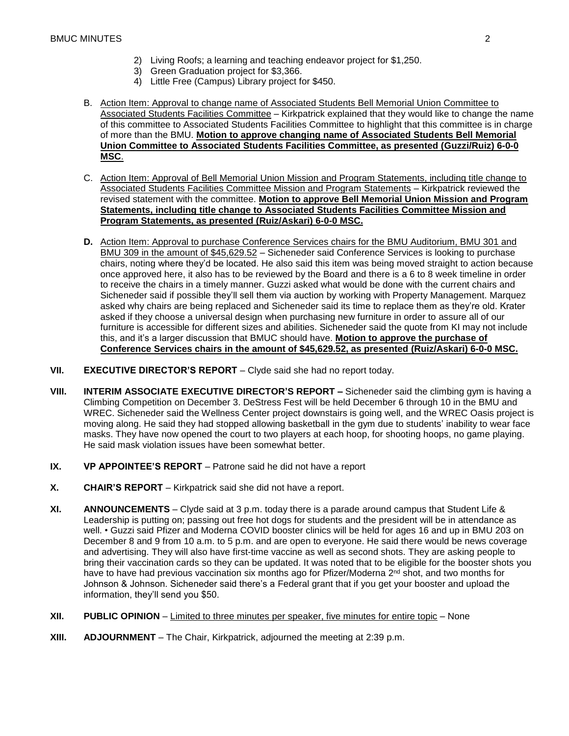2) Living Roofs; a learning and teaching endeavor project for $1,250.
3) Green Graduation project for $3,366.
4) Little Free (Campus) Library project for $450.

B. Action Item: Approval to change name of Associated Students Bell Memorial Union Committee to Associated Students Facilities Committee – Kirkpatrick explained that they would like to change the name of this committee to Associated Students Facilities Committee to highlight that this committee is in charge of more than the BMU. **Motion to approve changing name of Associated Students Bell Memorial Union Committee to Associated Students Facilities Committee, as presented (Guzzi/Ruiz) 6-0-0 MSC**.

C. Action Item: Approval of Bell Memorial Union Mission and Program Statements, including title change to Associated Students Facilities Committee Mission and Program Statements – Kirkpatrick reviewed the revised statement with the committee. **Motion to approve Bell Memorial Union Mission and Program Statements, including title change to Associated Students Facilities Committee Mission and Program Statements, as presented (Ruiz/Askari) 6-0-0 MSC.**

**D.** Action Item: Approval to purchase Conference Services chairs for the BMU Auditorium, BMU 301 and BMU 309 in the amount of $45,629.52 – Sicheneder said Conference Services is looking to purchase chairs, noting where they'd be located. He also said this item was being moved straight to action because once approved here, it also has to be reviewed by the Board and there is a 6 to 8 week timeline in order to receive the chairs in a timely manner. Guzzi asked what would be done with the current chairs and Sicheneder said if possible they'll sell them via auction by working with Property Management. Marquez asked why chairs are being replaced and Sicheneder said its time to replace them as they're old. Krater asked if they choose a universal design when purchasing new furniture in order to assure all of our furniture is accessible for different sizes and abilities. Sicheneder said the quote from KI may not include this, and it's a larger discussion that BMUC should have. **Motion to approve the purchase of Conference Services chairs in the amount of $45,629.52, as presented (Ruiz/Askari) 6-0-0 MSC.**

**VII. EXECUTIVE DIRECTOR'S REPORT** – Clyde said she had no report today.

**VIII. INTERIM ASSOCIATE EXECUTIVE DIRECTOR'S REPORT –** Sicheneder said the climbing gym is having a Climbing Competition on December 3. DeStress Fest will be held December 6 through 10 in the BMU and WREC. Sicheneder said the Wellness Center project downstairs is going well, and the WREC Oasis project is moving along. He said they had stopped allowing basketball in the gym due to students' inability to wear face masks. They have now opened the court to two players at each hoop, for shooting hoops, no game playing. He said mask violation issues have been somewhat better.

**IX. VP APPOINTEE'S REPORT** – Patrone said he did not have a report

**X. CHAIR'S REPORT** – Kirkpatrick said she did not have a report.

**XI. ANNOUNCEMENTS** – Clyde said at 3 p.m. today there is a parade around campus that Student Life & Leadership is putting on; passing out free hot dogs for students and the president will be in attendance as well. • Guzzi said Pfizer and Moderna COVID booster clinics will be held for ages 16 and up in BMU 203 on December 8 and 9 from 10 a.m. to 5 p.m. and are open to everyone. He said there would be news coverage and advertising. They will also have first-time vaccine as well as second shots. They are asking people to bring their vaccination cards so they can be updated. It was noted that to be eligible for the booster shots you have to have had previous vaccination six months ago for Pfizer/Moderna 2nd shot, and two months for Johnson & Johnson. Sicheneder said there's a Federal grant that if you get your booster and upload the information, they'll send you $50.

**XII. PUBLIC OPINION** – Limited to three minutes per speaker, five minutes for entire topic – None

**XIII. ADJOURNMENT** – The Chair, Kirkpatrick, adjourned the meeting at 2:39 p.m.